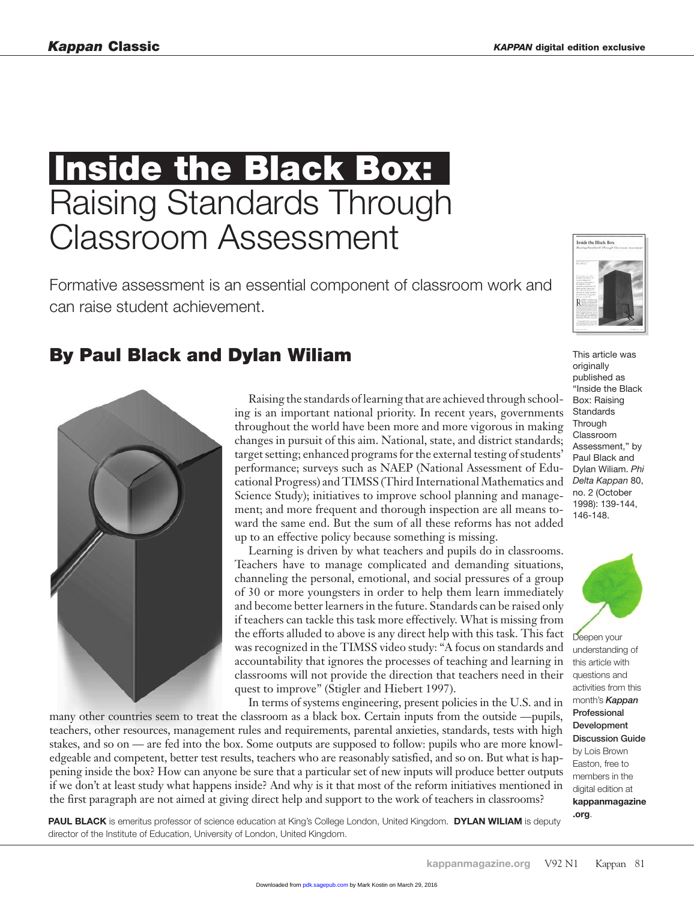# Inside the Black Box: Raising Standards Through Classroom Assessment

Formative assessment is an essential component of classroom work and can raise student achievement.

## By Paul Black and Dylan Wiliam

This article was originally published as "Inside the Black Box: Raising Standards Through Classroom Assessment," by Paul Black and Dylan Wiliam. *Phi Delta Kappan* 80, no. 2 (October 1998): 139-144, 146-148.

Raising the standards of learning that are achieved through schooling is an important national priority. In recent years, governments throughout the world have been more and more vigorous in making changes in pursuit of this aim. National, state, and district standards; target setting; enhanced programs for the external testing of students' performance; surveys such as NAEP (National Assessment of Educational Progress) and TIMSS (Third International Mathematics and Science Study); initiatives to improve school planning and management; and more frequent and thorough inspection are all means toward the same end. But the sum of all these reforms has not added up to an effective policy because something is missing.

Learning is driven by what teachers and pupils do in classrooms. Teachers have to manage complicated and demanding situations, channeling the personal, emotional, and social pressures of a group of 30 or more youngsters in order to help them learn immediately and become better learners in the future. Standards can be raised only if teachers can tackle this task more effectively. What is missing from the efforts alluded to above is any direct help with this task. This fact was recognized in the TIMSS video study: "A focus on standards and accountability that ignores the processes of teaching and learning in classrooms will not provide the direction that teachers need in their quest to improve" (Stigler and Hiebert 1997).

In terms of systems engineering, present policies in the U.S. and in many other countries seem to treat the classroom as a black box. Certain inputs from the outside —pupils, teachers, other resources, management rules and requirements, parental anxieties, standards, tests with high stakes, and so on — are fed into the box. Some outputs are supposed to follow: pupils who are more knowledgeable and competent, better test results, teachers who are reasonably satisfied, and so on. But what is happening inside the box? How can anyone be sure that a particular set of new inputs will produce better outputs if we don't at least study what happens inside? And why is it that most of the reform initiatives mentioned in the first paragraph are not aimed at giving direct help and support to the work of teachers in classrooms?

Deepen your understanding of this article with questions and activities from this month's ***Kappan* Professional Development Discussion Guide** by Lois Brown Easton, free to members in the digital edition at **kappanmagazine.org**.

**PAUL BLACK** is emeritus professor of science education at King's College London, United Kingdom. **DYLAN WILIAM** is deputy director of the Institute of Education, University of London, United Kingdom.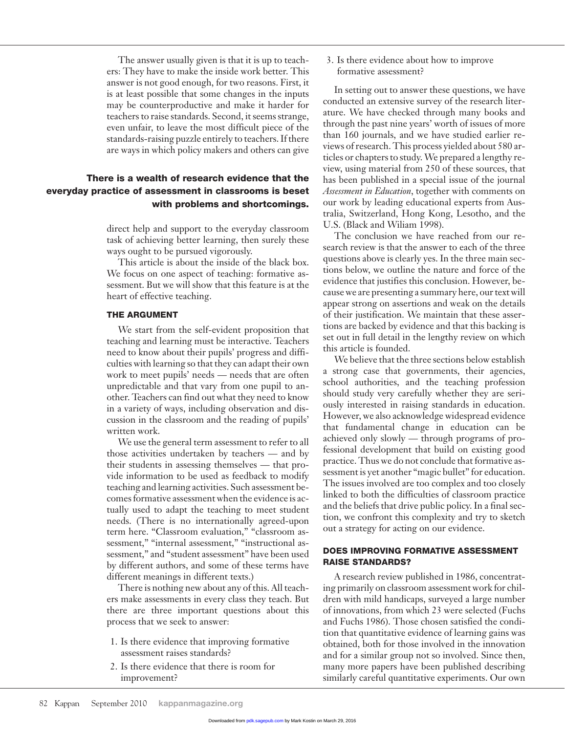The answer usually given is that it is up to teachers: They have to make the inside work better. This answer is not good enough, for two reasons. First, it is at least possible that some changes in the inputs may be counterproductive and make it harder for teachers to raise standards. Second, it seems strange, even unfair, to leave the most difficult piece of the standards-raising puzzle entirely to teachers. If there are ways in which policy makers and others can give direct help and support to the everyday classroom task of achieving better learning, then surely these ways ought to be pursued vigorously.

**There is a wealth of research evidence that the everyday practice of assessment in classrooms is beset with problems and shortcomings.**

This article is about the inside of the black box. We focus on one aspect of teaching: formative assessment. But we will show that this feature is at the heart of effective teaching.

### THE ARGUMENT

We start from the self-evident proposition that teaching and learning must be interactive. Teachers need to know about their pupils' progress and difficulties with learning so that they can adapt their own work to meet pupils' needs — needs that are often unpredictable and that vary from one pupil to another. Teachers can find out what they need to know in a variety of ways, including observation and discussion in the classroom and the reading of pupils' written work.

We use the general term assessment to refer to all those activities undertaken by teachers — and by their students in assessing themselves — that provide information to be used as feedback to modify teaching and learning activities. Such assessment becomes formative assessment when the evidence is actually used to adapt the teaching to meet student needs. (There is no internationally agreed-upon term here. "Classroom evaluation," "classroom assessment," "internal assessment," "instructional assessment," and "student assessment" have been used by different authors, and some of these terms have different meanings in different texts.)

There is nothing new about any of this. All teachers make assessments in every class they teach. But there are three important questions about this process that we seek to answer:

1. Is there evidence that improving formative assessment raises standards?
2. Is there evidence that there is room for improvement?
3. Is there evidence about how to improve formative assessment?

In setting out to answer these questions, we have conducted an extensive survey of the research literature. We have checked through many books and through the past nine years' worth of issues of more than 160 journals, and we have studied earlier reviews of research. This process yielded about 580 articles or chapters to study. We prepared a lengthy review, using material from 250 of these sources, that has been published in a special issue of the journal *Assessment in Education*, together with comments on our work by leading educational experts from Australia, Switzerland, Hong Kong, Lesotho, and the U.S. (Black and Wiliam 1998).

The conclusion we have reached from our research review is that the answer to each of the three questions above is clearly yes. In the three main sections below, we outline the nature and force of the evidence that justifies this conclusion. However, because we are presenting a summary here, our text will appear strong on assertions and weak on the details of their justification. We maintain that these assertions are backed by evidence and that this backing is set out in full detail in the lengthy review on which this article is founded.

We believe that the three sections below establish a strong case that governments, their agencies, school authorities, and the teaching profession should study very carefully whether they are seriously interested in raising standards in education. However, we also acknowledge widespread evidence that fundamental change in education can be achieved only slowly — through programs of professional development that build on existing good practice. Thus we do not conclude that formative assessment is yet another "magic bullet" for education. The issues involved are too complex and too closely linked to both the difficulties of classroom practice and the beliefs that drive public policy. In a final section, we confront this complexity and try to sketch out a strategy for acting on our evidence.

### DOES IMPROVING FORMATIVE ASSESSMENT RAISE STANDARDS?

A research review published in 1986, concentrating primarily on classroom assessment work for children with mild handicaps, surveyed a large number of innovations, from which 23 were selected (Fuchs and Fuchs 1986). Those chosen satisfied the condition that quantitative evidence of learning gains was obtained, both for those involved in the innovation and for a similar group not so involved. Since then, many more papers have been published describing similarly careful quantitative experiments. Our own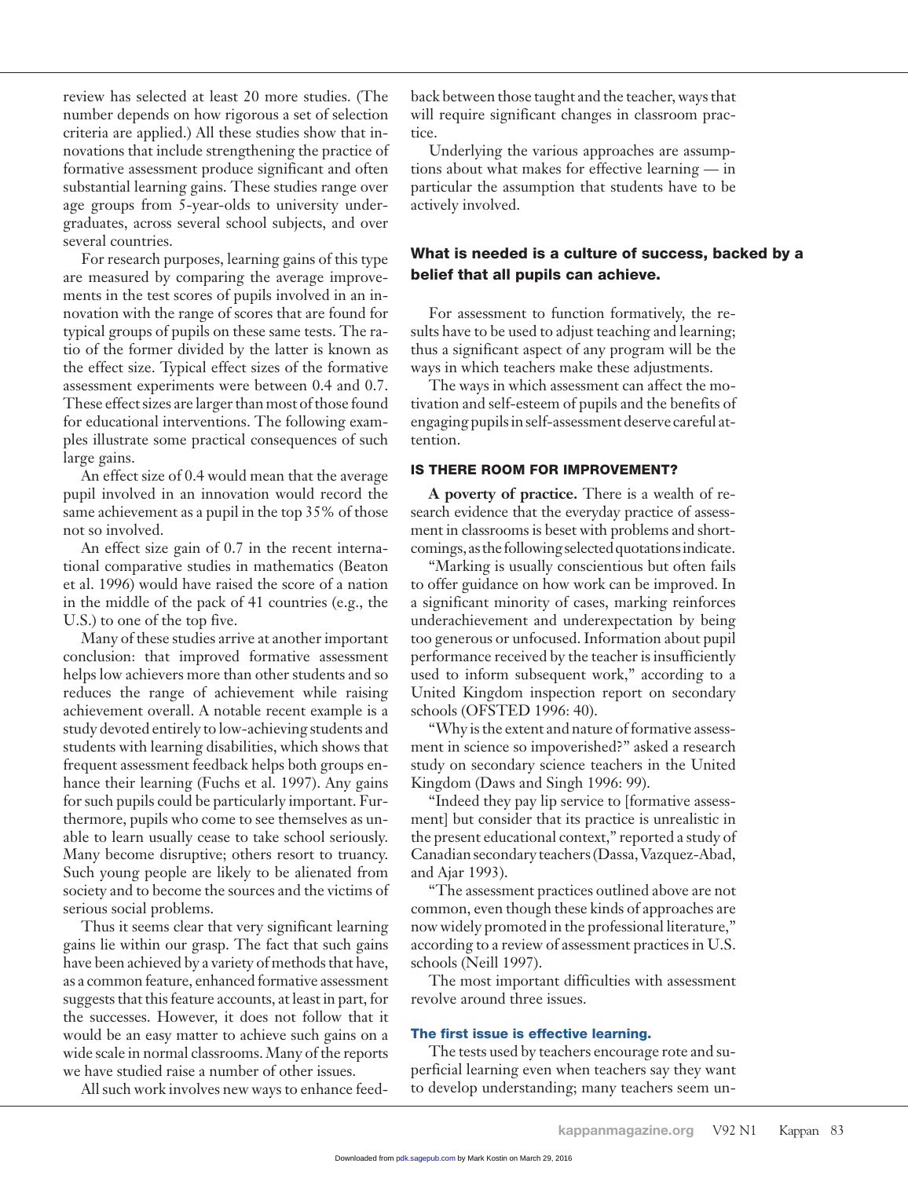review has selected at least 20 more studies. (The number depends on how rigorous a set of selection criteria are applied.) All these studies show that innovations that include strengthening the practice of formative assessment produce significant and often substantial learning gains. These studies range over age groups from 5-year-olds to university undergraduates, across several school subjects, and over several countries.

For research purposes, learning gains of this type are measured by comparing the average improvements in the test scores of pupils involved in an innovation with the range of scores that are found for typical groups of pupils on these same tests. The ratio of the former divided by the latter is known as the effect size. Typical effect sizes of the formative assessment experiments were between 0.4 and 0.7. These effect sizes are larger than most of those found for educational interventions. The following examples illustrate some practical consequences of such large gains.

An effect size of 0.4 would mean that the average pupil involved in an innovation would record the same achievement as a pupil in the top 35% of those not so involved.

An effect size gain of 0.7 in the recent international comparative studies in mathematics (Beaton et al. 1996) would have raised the score of a nation in the middle of the pack of 41 countries (e.g., the U.S.) to one of the top five.

Many of these studies arrive at another important conclusion: that improved formative assessment helps low achievers more than other students and so reduces the range of achievement while raising achievement overall. A notable recent example is a study devoted entirely to low-achieving students and students with learning disabilities, which shows that frequent assessment feedback helps both groups enhance their learning (Fuchs et al. 1997). Any gains for such pupils could be particularly important. Furthermore, pupils who come to see themselves as unable to learn usually cease to take school seriously. Many become disruptive; others resort to truancy. Such young people are likely to be alienated from society and to become the sources and the victims of serious social problems.

Thus it seems clear that very significant learning gains lie within our grasp. The fact that such gains have been achieved by a variety of methods that have, as a common feature, enhanced formative assessment suggests that this feature accounts, at least in part, for the successes. However, it does not follow that it would be an easy matter to achieve such gains on a wide scale in normal classrooms. Many of the reports we have studied raise a number of other issues.

All such work involves new ways to enhance feedback between those taught and the teacher, ways that will require significant changes in classroom practice.

Underlying the various approaches are assumptions about what makes for effective learning — in particular the assumption that students have to be actively involved.

**What is needed is a culture of success, backed by a belief that all pupils can achieve.**

For assessment to function formatively, the results have to be used to adjust teaching and learning; thus a significant aspect of any program will be the ways in which teachers make these adjustments.

The ways in which assessment can affect the motivation and self-esteem of pupils and the benefits of engaging pupils in self-assessment deserve careful attention.

## IS THERE ROOM FOR IMPROVEMENT?

**A poverty of practice.** There is a wealth of research evidence that the everyday practice of assessment in classrooms is beset with problems and shortcomings, as the following selected quotations indicate.

"Marking is usually conscientious but often fails to offer guidance on how work can be improved. In a significant minority of cases, marking reinforces underachievement and underexpectation by being too generous or unfocused. Information about pupil performance received by the teacher is insufficiently used to inform subsequent work," according to a United Kingdom inspection report on secondary schools (OFSTED 1996: 40).

"Why is the extent and nature of formative assessment in science so impoverished?" asked a research study on secondary science teachers in the United Kingdom (Daws and Singh 1996: 99).

"Indeed they pay lip service to [formative assessment] but consider that its practice is unrealistic in the present educational context," reported a study of Canadian secondary teachers (Dassa, Vazquez-Abad, and Ajar 1993).

"The assessment practices outlined above are not common, even though these kinds of approaches are now widely promoted in the professional literature," according to a review of assessment practices in U.S. schools (Neill 1997).

The most important difficulties with assessment revolve around three issues.

### The first issue is effective learning.

The tests used by teachers encourage rote and superficial learning even when teachers say they want to develop understanding; many teachers seem un-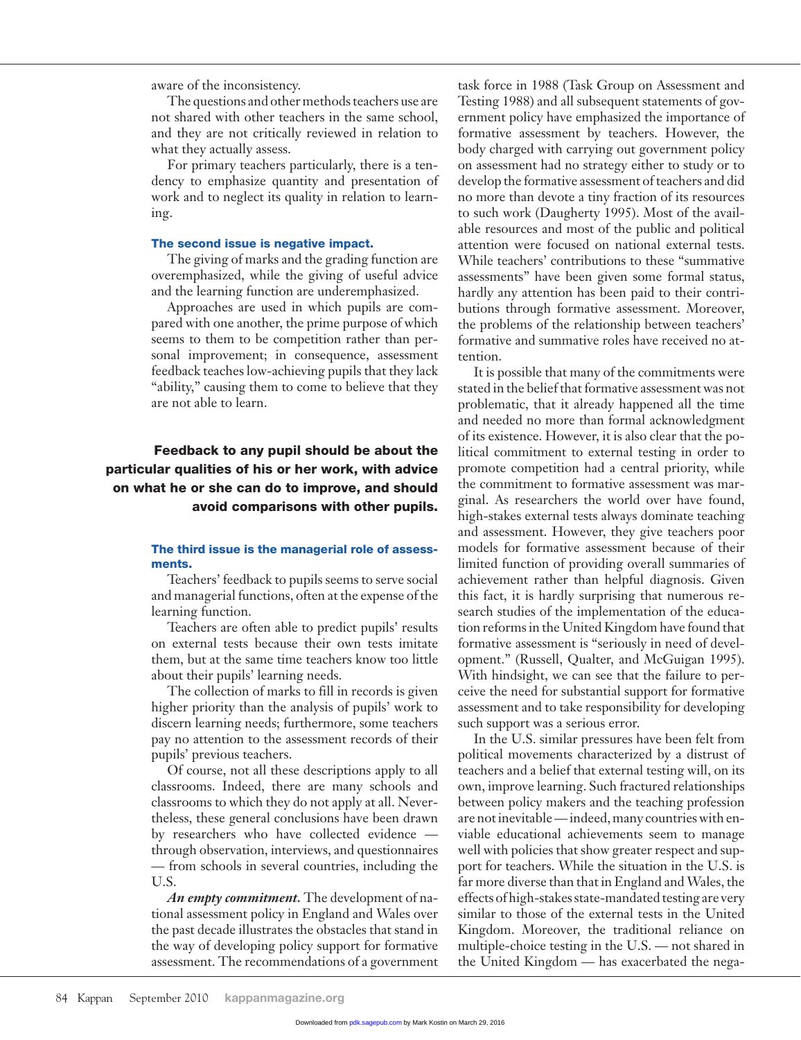aware of the inconsistency.

The questions and other methods teachers use are not shared with other teachers in the same school, and they are not critically reviewed in relation to what they actually assess.

For primary teachers particularly, there is a tendency to emphasize quantity and presentation of work and to neglect its quality in relation to learning.

**The second issue is negative impact.**

The giving of marks and the grading function are overemphasized, while the giving of useful advice and the learning function are underemphasized.

Approaches are used in which pupils are compared with one another, the prime purpose of which seems to them to be competition rather than personal improvement; in consequence, assessment feedback teaches low-achieving pupils that they lack "ability," causing them to come to believe that they are not able to learn.

**Feedback to any pupil should be about the particular qualities of his or her work, with advice on what he or she can do to improve, and should avoid comparisons with other pupils.**

**The third issue is the managerial role of assessments.**

Teachers' feedback to pupils seems to serve social and managerial functions, often at the expense of the learning function.

Teachers are often able to predict pupils' results on external tests because their own tests imitate them, but at the same time teachers know too little about their pupils' learning needs.

The collection of marks to fill in records is given higher priority than the analysis of pupils' work to discern learning needs; furthermore, some teachers pay no attention to the assessment records of their pupils' previous teachers.

Of course, not all these descriptions apply to all classrooms. Indeed, there are many schools and classrooms to which they do not apply at all. Nevertheless, these general conclusions have been drawn by researchers who have collected evidence — through observation, interviews, and questionnaires — from schools in several countries, including the U.S.

***An empty commitment.*** The development of national assessment policy in England and Wales over the past decade illustrates the obstacles that stand in the way of developing policy support for formative assessment. The recommendations of a government task force in 1988 (Task Group on Assessment and Testing 1988) and all subsequent statements of government policy have emphasized the importance of formative assessment by teachers. However, the body charged with carrying out government policy on assessment had no strategy either to study or to develop the formative assessment of teachers and did no more than devote a tiny fraction of its resources to such work (Daugherty 1995). Most of the available resources and most of the public and political attention were focused on national external tests. While teachers' contributions to these "summative assessments" have been given some formal status, hardly any attention has been paid to their contributions through formative assessment. Moreover, the problems of the relationship between teachers' formative and summative roles have received no attention.

It is possible that many of the commitments were stated in the belief that formative assessment was not problematic, that it already happened all the time and needed no more than formal acknowledgment of its existence. However, it is also clear that the political commitment to external testing in order to promote competition had a central priority, while the commitment to formative assessment was marginal. As researchers the world over have found, high-stakes external tests always dominate teaching and assessment. However, they give teachers poor models for formative assessment because of their limited function of providing overall summaries of achievement rather than helpful diagnosis. Given this fact, it is hardly surprising that numerous research studies of the implementation of the education reforms in the United Kingdom have found that formative assessment is "seriously in need of development." (Russell, Qualter, and McGuigan 1995). With hindsight, we can see that the failure to perceive the need for substantial support for formative assessment and to take responsibility for developing such support was a serious error.

In the U.S. similar pressures have been felt from political movements characterized by a distrust of teachers and a belief that external testing will, on its own, improve learning. Such fractured relationships between policy makers and the teaching profession are not inevitable — indeed, many countries with enviable educational achievements seem to manage well with policies that show greater respect and support for teachers. While the situation in the U.S. is far more diverse than that in England and Wales, the effects of high-stakes state-mandated testing are very similar to those of the external tests in the United Kingdom. Moreover, the traditional reliance on multiple-choice testing in the U.S. — not shared in the United Kingdom — has exacerbated the nega-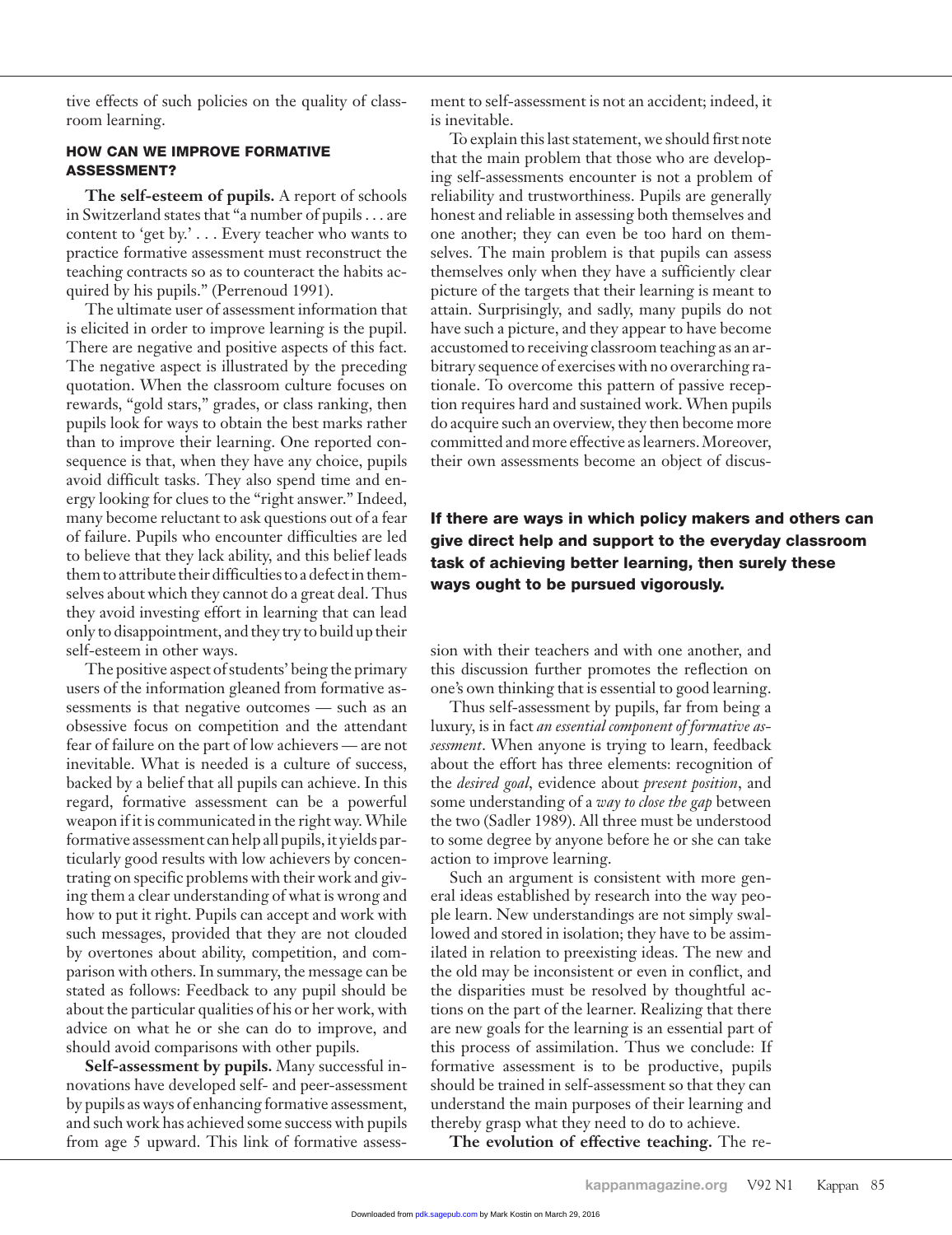tive effects of such policies on the quality of classroom learning.

### HOW CAN WE IMPROVE FORMATIVE ASSESSMENT?

**The self-esteem of pupils.** A report of schools in Switzerland states that "a number of pupils . . . are content to 'get by.' . . . Every teacher who wants to practice formative assessment must reconstruct the teaching contracts so as to counteract the habits acquired by his pupils." (Perrenoud 1991).

The ultimate user of assessment information that is elicited in order to improve learning is the pupil. There are negative and positive aspects of this fact. The negative aspect is illustrated by the preceding quotation. When the classroom culture focuses on rewards, "gold stars," grades, or class ranking, then pupils look for ways to obtain the best marks rather than to improve their learning. One reported consequence is that, when they have any choice, pupils avoid difficult tasks. They also spend time and energy looking for clues to the "right answer." Indeed, many become reluctant to ask questions out of a fear of failure. Pupils who encounter difficulties are led to believe that they lack ability, and this belief leads them to attribute their difficulties to a defect in themselves about which they cannot do a great deal. Thus they avoid investing effort in learning that can lead only to disappointment, and they try to build up their self-esteem in other ways.

The positive aspect of students' being the primary users of the information gleaned from formative assessments is that negative outcomes — such as an obsessive focus on competition and the attendant fear of failure on the part of low achievers — are not inevitable. What is needed is a culture of success, backed by a belief that all pupils can achieve. In this regard, formative assessment can be a powerful weapon if it is communicated in the right way. While formative assessment can help all pupils, it yields particularly good results with low achievers by concentrating on specific problems with their work and giving them a clear understanding of what is wrong and how to put it right. Pupils can accept and work with such messages, provided that they are not clouded by overtones about ability, competition, and comparison with others. In summary, the message can be stated as follows: Feedback to any pupil should be about the particular qualities of his or her work, with advice on what he or she can do to improve, and should avoid comparisons with other pupils.

**Self-assessment by pupils.** Many successful innovations have developed self- and peer-assessment by pupils as ways of enhancing formative assessment, and such work has achieved some success with pupils from age 5 upward. This link of formative assessment to self-assessment is not an accident; indeed, it is inevitable.

To explain this last statement, we should first note that the main problem that those who are developing self-assessments encounter is not a problem of reliability and trustworthiness. Pupils are generally honest and reliable in assessing both themselves and one another; they can even be too hard on themselves. The main problem is that pupils can assess themselves only when they have a sufficiently clear picture of the targets that their learning is meant to attain. Surprisingly, and sadly, many pupils do not have such a picture, and they appear to have become accustomed to receiving classroom teaching as an arbitrary sequence of exercises with no overarching rationale. To overcome this pattern of passive reception requires hard and sustained work. When pupils do acquire such an overview, they then become more committed and more effective as learners. Moreover, their own assessments become an object of discussion with their teachers and with one another, and this discussion further promotes the reflection on one's own thinking that is essential to good learning.

**If there are ways in which policy makers and others can give direct help and support to the everyday classroom task of achieving better learning, then surely these ways ought to be pursued vigorously.**

Thus self-assessment by pupils, far from being a luxury, is in fact *an essential component of formative assessment*. When anyone is trying to learn, feedback about the effort has three elements: recognition of the *desired goal*, evidence about *present position*, and some understanding of a *way to close the gap* between the two (Sadler 1989). All three must be understood to some degree by anyone before he or she can take action to improve learning.

Such an argument is consistent with more general ideas established by research into the way people learn. New understandings are not simply swallowed and stored in isolation; they have to be assimilated in relation to preexisting ideas. The new and the old may be inconsistent or even in conflict, and the disparities must be resolved by thoughtful actions on the part of the learner. Realizing that there are new goals for the learning is an essential part of this process of assimilation. Thus we conclude: If formative assessment is to be productive, pupils should be trained in self-assessment so that they can understand the main purposes of their learning and thereby grasp what they need to do to achieve.

**The evolution of effective teaching.** The re-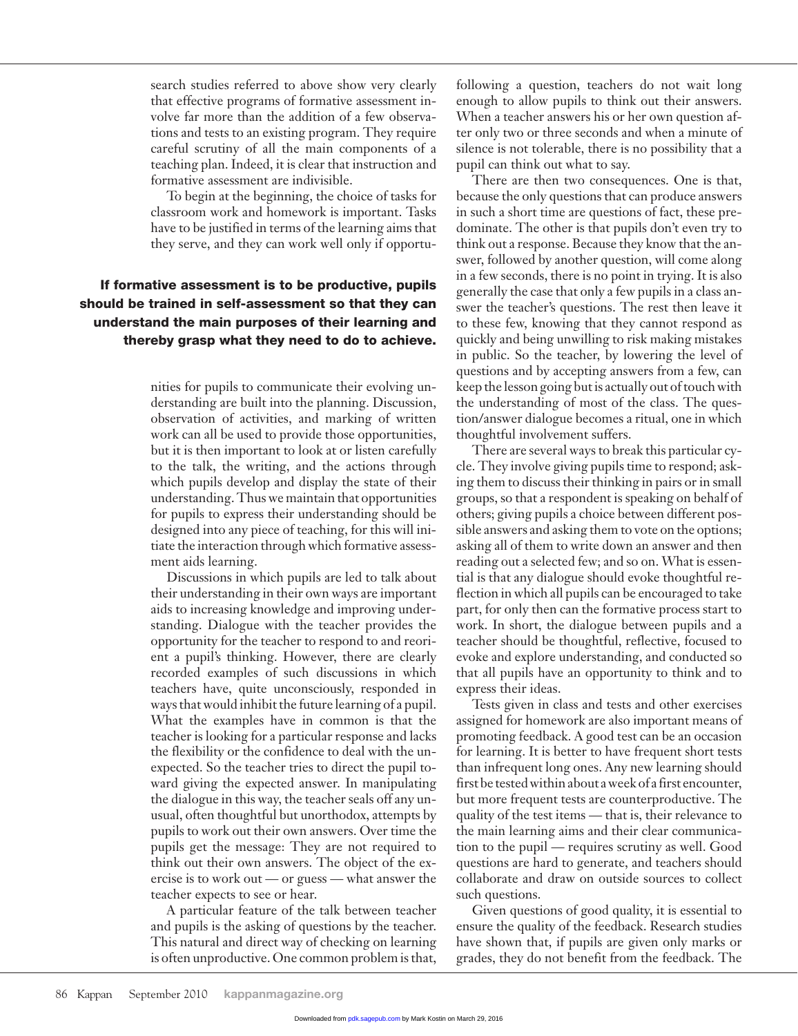search studies referred to above show very clearly that effective programs of formative assessment involve far more than the addition of a few observations and tests to an existing program. They require careful scrutiny of all the main components of a teaching plan. Indeed, it is clear that instruction and formative assessment are indivisible.

To begin at the beginning, the choice of tasks for classroom work and homework is important. Tasks have to be justified in terms of the learning aims that they serve, and they can work well only if opportunities for pupils to communicate their evolving understanding are built into the planning. Discussion, observation of activities, and marking of written work can all be used to provide those opportunities, but it is then important to look at or listen carefully to the talk, the writing, and the actions through which pupils develop and display the state of their understanding. Thus we maintain that opportunities for pupils to express their understanding should be designed into any piece of teaching, for this will initiate the interaction through which formative assessment aids learning.

**If formative assessment is to be productive, pupils should be trained in self-assessment so that they can understand the main purposes of their learning and thereby grasp what they need to do to achieve.**

Discussions in which pupils are led to talk about their understanding in their own ways are important aids to increasing knowledge and improving understanding. Dialogue with the teacher provides the opportunity for the teacher to respond to and reorient a pupil's thinking. However, there are clearly recorded examples of such discussions in which teachers have, quite unconsciously, responded in ways that would inhibit the future learning of a pupil. What the examples have in common is that the teacher is looking for a particular response and lacks the flexibility or the confidence to deal with the unexpected. So the teacher tries to direct the pupil toward giving the expected answer. In manipulating the dialogue in this way, the teacher seals off any unusual, often thoughtful but unorthodox, attempts by pupils to work out their own answers. Over time the pupils get the message: They are not required to think out their own answers. The object of the exercise is to work out — or guess — what answer the teacher expects to see or hear.

A particular feature of the talk between teacher and pupils is the asking of questions by the teacher. This natural and direct way of checking on learning is often unproductive. One common problem is that, following a question, teachers do not wait long enough to allow pupils to think out their answers. When a teacher answers his or her own question after only two or three seconds and when a minute of silence is not tolerable, there is no possibility that a pupil can think out what to say.

There are then two consequences. One is that, because the only questions that can produce answers in such a short time are questions of fact, these predominate. The other is that pupils don't even try to think out a response. Because they know that the answer, followed by another question, will come along in a few seconds, there is no point in trying. It is also generally the case that only a few pupils in a class answer the teacher's questions. The rest then leave it to these few, knowing that they cannot respond as quickly and being unwilling to risk making mistakes in public. So the teacher, by lowering the level of questions and by accepting answers from a few, can keep the lesson going but is actually out of touch with the understanding of most of the class. The question/answer dialogue becomes a ritual, one in which thoughtful involvement suffers.

There are several ways to break this particular cycle. They involve giving pupils time to respond; asking them to discuss their thinking in pairs or in small groups, so that a respondent is speaking on behalf of others; giving pupils a choice between different possible answers and asking them to vote on the options; asking all of them to write down an answer and then reading out a selected few; and so on. What is essential is that any dialogue should evoke thoughtful reflection in which all pupils can be encouraged to take part, for only then can the formative process start to work. In short, the dialogue between pupils and a teacher should be thoughtful, reflective, focused to evoke and explore understanding, and conducted so that all pupils have an opportunity to think and to express their ideas.

Tests given in class and tests and other exercises assigned for homework are also important means of promoting feedback. A good test can be an occasion for learning. It is better to have frequent short tests than infrequent long ones. Any new learning should first be tested within about a week of a first encounter, but more frequent tests are counterproductive. The quality of the test items — that is, their relevance to the main learning aims and their clear communication to the pupil — requires scrutiny as well. Good questions are hard to generate, and teachers should collaborate and draw on outside sources to collect such questions.

Given questions of good quality, it is essential to ensure the quality of the feedback. Research studies have shown that, if pupils are given only marks or grades, they do not benefit from the feedback. The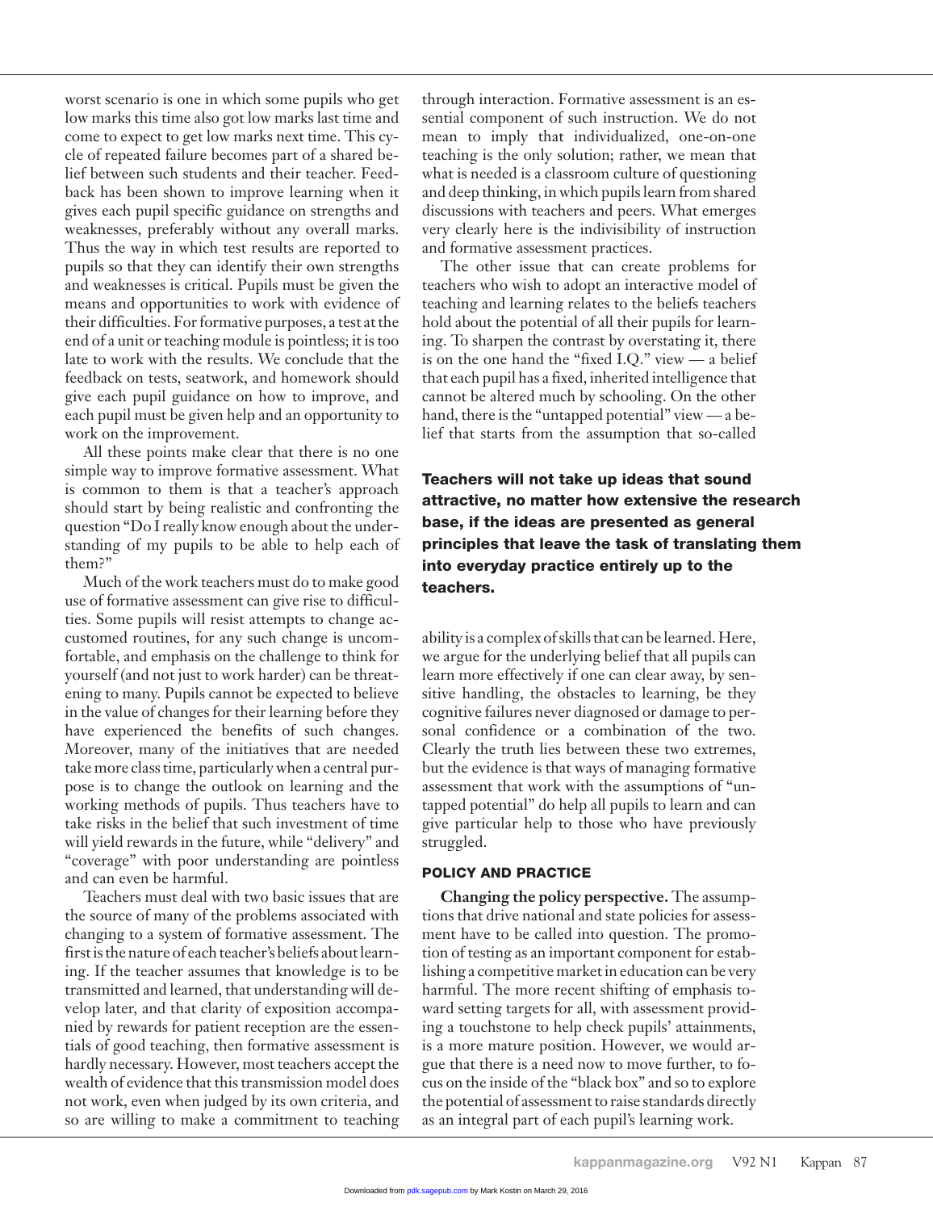worst scenario is one in which some pupils who get low marks this time also got low marks last time and come to expect to get low marks next time. This cycle of repeated failure becomes part of a shared belief between such students and their teacher. Feedback has been shown to improve learning when it gives each pupil specific guidance on strengths and weaknesses, preferably without any overall marks. Thus the way in which test results are reported to pupils so that they can identify their own strengths and weaknesses is critical. Pupils must be given the means and opportunities to work with evidence of their difficulties. For formative purposes, a test at the end of a unit or teaching module is pointless; it is too late to work with the results. We conclude that the feedback on tests, seatwork, and homework should give each pupil guidance on how to improve, and each pupil must be given help and an opportunity to work on the improvement.

All these points make clear that there is no one simple way to improve formative assessment. What is common to them is that a teacher's approach should start by being realistic and confronting the question "Do I really know enough about the understanding of my pupils to be able to help each of them?"

Much of the work teachers must do to make good use of formative assessment can give rise to difficulties. Some pupils will resist attempts to change accustomed routines, for any such change is uncomfortable, and emphasis on the challenge to think for yourself (and not just to work harder) can be threatening to many. Pupils cannot be expected to believe in the value of changes for their learning before they have experienced the benefits of such changes. Moreover, many of the initiatives that are needed take more class time, particularly when a central purpose is to change the outlook on learning and the working methods of pupils. Thus teachers have to take risks in the belief that such investment of time will yield rewards in the future, while "delivery" and "coverage" with poor understanding are pointless and can even be harmful.

Teachers must deal with two basic issues that are the source of many of the problems associated with changing to a system of formative assessment. The first is the nature of each teacher's beliefs about learning. If the teacher assumes that knowledge is to be transmitted and learned, that understanding will develop later, and that clarity of exposition accompanied by rewards for patient reception are the essentials of good teaching, then formative assessment is hardly necessary. However, most teachers accept the wealth of evidence that this transmission model does not work, even when judged by its own criteria, and so are willing to make a commitment to teaching through interaction. Formative assessment is an essential component of such instruction. We do not mean to imply that individualized, one-on-one teaching is the only solution; rather, we mean that what is needed is a classroom culture of questioning and deep thinking, in which pupils learn from shared discussions with teachers and peers. What emerges very clearly here is the indivisibility of instruction and formative assessment practices.

The other issue that can create problems for teachers who wish to adopt an interactive model of teaching and learning relates to the beliefs teachers hold about the potential of all their pupils for learning. To sharpen the contrast by overstating it, there is on the one hand the "fixed I.Q." view — a belief that each pupil has a fixed, inherited intelligence that cannot be altered much by schooling. On the other hand, there is the "untapped potential" view — a belief that starts from the assumption that so-called ability is a complex of skills that can be learned. Here, we argue for the underlying belief that all pupils can learn more effectively if one can clear away, by sensitive handling, the obstacles to learning, be they cognitive failures never diagnosed or damage to personal confidence or a combination of the two. Clearly the truth lies between these two extremes, but the evidence is that ways of managing formative assessment that work with the assumptions of "untapped potential" do help all pupils to learn and can give particular help to those who have previously struggled.

**Teachers will not take up ideas that sound attractive, no matter how extensive the research base, if the ideas are presented as general principles that leave the task of translating them into everyday practice entirely up to the teachers.**

### POLICY AND PRACTICE

**Changing the policy perspective.** The assumptions that drive national and state policies for assessment have to be called into question. The promotion of testing as an important component for establishing a competitive market in education can be very harmful. The more recent shifting of emphasis toward setting targets for all, with assessment providing a touchstone to help check pupils' attainments, is a more mature position. However, we would argue that there is a need now to move further, to focus on the inside of the "black box" and so to explore the potential of assessment to raise standards directly as an integral part of each pupil's learning work.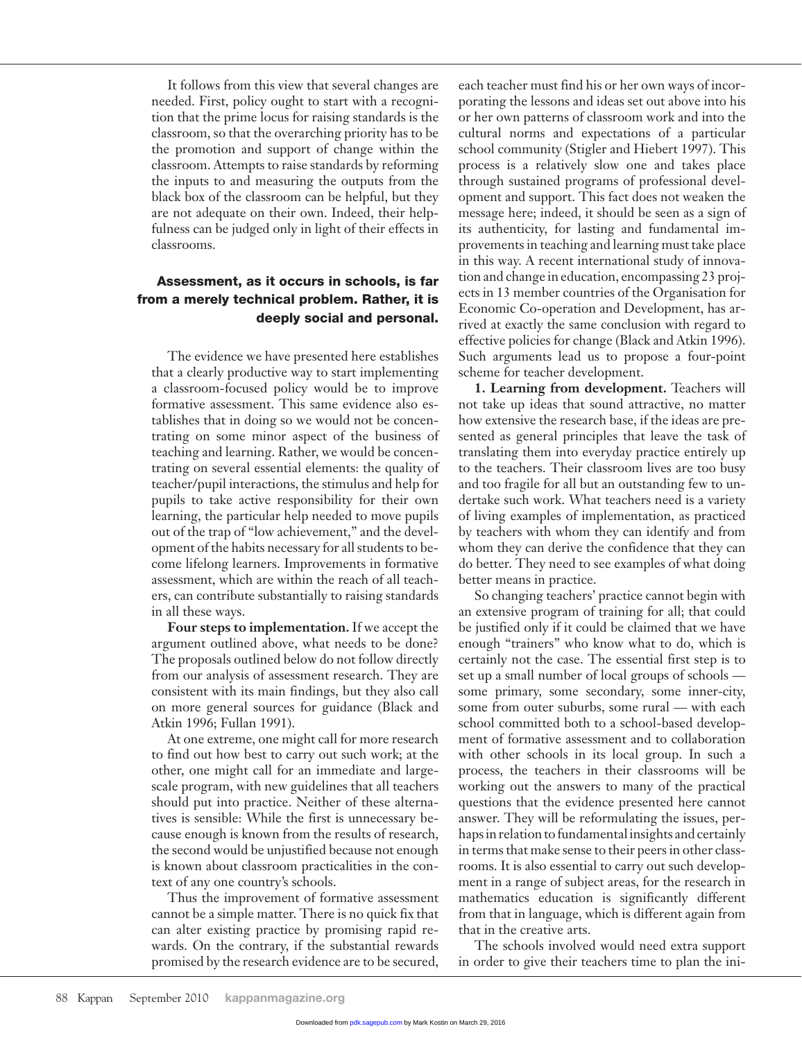It follows from this view that several changes are needed. First, policy ought to start with a recognition that the prime locus for raising standards is the classroom, so that the overarching priority has to be the promotion and support of change within the classroom. Attempts to raise standards by reforming the inputs to and measuring the outputs from the black box of the classroom can be helpful, but they are not adequate on their own. Indeed, their helpfulness can be judged only in light of their effects in classrooms.

**Assessment, as it occurs in schools, is far from a merely technical problem. Rather, it is deeply social and personal.**

The evidence we have presented here establishes that a clearly productive way to start implementing a classroom-focused policy would be to improve formative assessment. This same evidence also establishes that in doing so we would not be concentrating on some minor aspect of the business of teaching and learning. Rather, we would be concentrating on several essential elements: the quality of teacher/pupil interactions, the stimulus and help for pupils to take active responsibility for their own learning, the particular help needed to move pupils out of the trap of "low achievement," and the development of the habits necessary for all students to become lifelong learners. Improvements in formative assessment, which are within the reach of all teachers, can contribute substantially to raising standards in all these ways.

**Four steps to implementation.** If we accept the argument outlined above, what needs to be done? The proposals outlined below do not follow directly from our analysis of assessment research. They are consistent with its main findings, but they also call on more general sources for guidance (Black and Atkin 1996; Fullan 1991).

At one extreme, one might call for more research to find out how best to carry out such work; at the other, one might call for an immediate and large-scale program, with new guidelines that all teachers should put into practice. Neither of these alternatives is sensible: While the first is unnecessary because enough is known from the results of research, the second would be unjustified because not enough is known about classroom practicalities in the context of any one country's schools.

Thus the improvement of formative assessment cannot be a simple matter. There is no quick fix that can alter existing practice by promising rapid rewards. On the contrary, if the substantial rewards promised by the research evidence are to be secured, each teacher must find his or her own ways of incorporating the lessons and ideas set out above into his or her own patterns of classroom work and into the cultural norms and expectations of a particular school community (Stigler and Hiebert 1997). This process is a relatively slow one and takes place through sustained programs of professional development and support. This fact does not weaken the message here; indeed, it should be seen as a sign of its authenticity, for lasting and fundamental improvements in teaching and learning must take place in this way. A recent international study of innovation and change in education, encompassing 23 projects in 13 member countries of the Organisation for Economic Co-operation and Development, has arrived at exactly the same conclusion with regard to effective policies for change (Black and Atkin 1996). Such arguments lead us to propose a four-point scheme for teacher development.

**1. Learning from development.** Teachers will not take up ideas that sound attractive, no matter how extensive the research base, if the ideas are presented as general principles that leave the task of translating them into everyday practice entirely up to the teachers. Their classroom lives are too busy and too fragile for all but an outstanding few to undertake such work. What teachers need is a variety of living examples of implementation, as practiced by teachers with whom they can identify and from whom they can derive the confidence that they can do better. They need to see examples of what doing better means in practice.

So changing teachers' practice cannot begin with an extensive program of training for all; that could be justified only if it could be claimed that we have enough "trainers" who know what to do, which is certainly not the case. The essential first step is to set up a small number of local groups of schools — some primary, some secondary, some inner-city, some from outer suburbs, some rural — with each school committed both to a school-based development of formative assessment and to collaboration with other schools in its local group. In such a process, the teachers in their classrooms will be working out the answers to many of the practical questions that the evidence presented here cannot answer. They will be reformulating the issues, perhaps in relation to fundamental insights and certainly in terms that make sense to their peers in other classrooms. It is also essential to carry out such development in a range of subject areas, for the research in mathematics education is significantly different from that in language, which is different again from that in the creative arts.

The schools involved would need extra support in order to give their teachers time to plan the ini-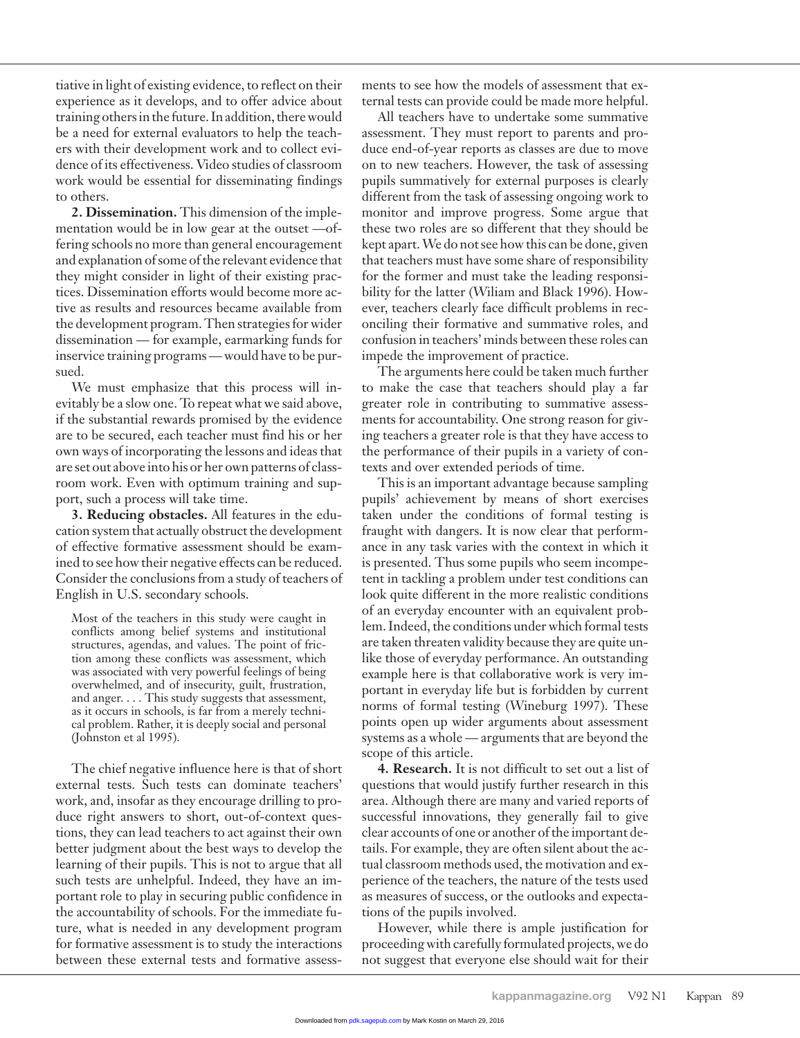tiative in light of existing evidence, to reflect on their experience as it develops, and to offer advice about training others in the future. In addition, there would be a need for external evaluators to help the teachers with their development work and to collect evidence of its effectiveness. Video studies of classroom work would be essential for disseminating findings to others.

**2. Dissemination.** This dimension of the implementation would be in low gear at the outset —offering schools no more than general encouragement and explanation of some of the relevant evidence that they might consider in light of their existing practices. Dissemination efforts would become more active as results and resources became available from the development program. Then strategies for wider dissemination — for example, earmarking funds for inservice training programs — would have to be pursued.

We must emphasize that this process will inevitably be a slow one. To repeat what we said above, if the substantial rewards promised by the evidence are to be secured, each teacher must find his or her own ways of incorporating the lessons and ideas that are set out above into his or her own patterns of classroom work. Even with optimum training and support, such a process will take time.

**3. Reducing obstacles.** All features in the education system that actually obstruct the development of effective formative assessment should be examined to see how their negative effects can be reduced. Consider the conclusions from a study of teachers of English in U.S. secondary schools.

> Most of the teachers in this study were caught in conflicts among belief systems and institutional structures, agendas, and values. The point of friction among these conflicts was assessment, which was associated with very powerful feelings of being overwhelmed, and of insecurity, guilt, frustration, and anger. . . . This study suggests that assessment, as it occurs in schools, is far from a merely technical problem. Rather, it is deeply social and personal (Johnston et al 1995).

The chief negative influence here is that of short external tests. Such tests can dominate teachers' work, and, insofar as they encourage drilling to produce right answers to short, out-of-context questions, they can lead teachers to act against their own better judgment about the best ways to develop the learning of their pupils. This is not to argue that all such tests are unhelpful. Indeed, they have an important role to play in securing public confidence in the accountability of schools. For the immediate future, what is needed in any development program for formative assessment is to study the interactions between these external tests and formative assessments to see how the models of assessment that external tests can provide could be made more helpful.

All teachers have to undertake some summative assessment. They must report to parents and produce end-of-year reports as classes are due to move on to new teachers. However, the task of assessing pupils summatively for external purposes is clearly different from the task of assessing ongoing work to monitor and improve progress. Some argue that these two roles are so different that they should be kept apart. We do not see how this can be done, given that teachers must have some share of responsibility for the former and must take the leading responsibility for the latter (Wiliam and Black 1996). However, teachers clearly face difficult problems in reconciling their formative and summative roles, and confusion in teachers' minds between these roles can impede the improvement of practice.

The arguments here could be taken much further to make the case that teachers should play a far greater role in contributing to summative assessments for accountability. One strong reason for giving teachers a greater role is that they have access to the performance of their pupils in a variety of contexts and over extended periods of time.

This is an important advantage because sampling pupils' achievement by means of short exercises taken under the conditions of formal testing is fraught with dangers. It is now clear that performance in any task varies with the context in which it is presented. Thus some pupils who seem incompetent in tackling a problem under test conditions can look quite different in the more realistic conditions of an everyday encounter with an equivalent problem. Indeed, the conditions under which formal tests are taken threaten validity because they are quite unlike those of everyday performance. An outstanding example here is that collaborative work is very important in everyday life but is forbidden by current norms of formal testing (Wineburg 1997). These points open up wider arguments about assessment systems as a whole — arguments that are beyond the scope of this article.

**4. Research.** It is not difficult to set out a list of questions that would justify further research in this area. Although there are many and varied reports of successful innovations, they generally fail to give clear accounts of one or another of the important details. For example, they are often silent about the actual classroom methods used, the motivation and experience of the teachers, the nature of the tests used as measures of success, or the outlooks and expectations of the pupils involved.

However, while there is ample justification for proceeding with carefully formulated projects, we do not suggest that everyone else should wait for their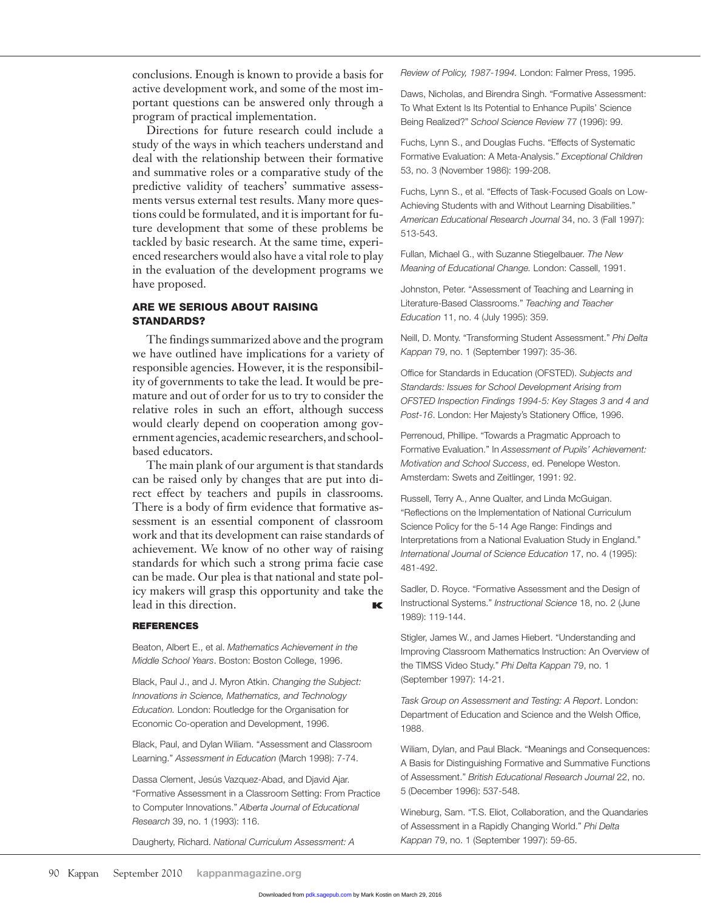conclusions. Enough is known to provide a basis for active development work, and some of the most important questions can be answered only through a program of practical implementation.

Directions for future research could include a study of the ways in which teachers understand and deal with the relationship between their formative and summative roles or a comparative study of the predictive validity of teachers' summative assessments versus external test results. Many more questions could be formulated, and it is important for future development that some of these problems be tackled by basic research. At the same time, experienced researchers would also have a vital role to play in the evaluation of the development programs we have proposed.

## ARE WE SERIOUS ABOUT RAISING STANDARDS?

The findings summarized above and the program we have outlined have implications for a variety of responsible agencies. However, it is the responsibility of governments to take the lead. It would be premature and out of order for us to try to consider the relative roles in such an effort, although success would clearly depend on cooperation among government agencies, academic researchers, and school-based educators.

The main plank of our argument is that standards can be raised only by changes that are put into direct effect by teachers and pupils in classrooms. There is a body of firm evidence that formative assessment is an essential component of classroom work and that its development can raise standards of achievement. We know of no other way of raising standards for which such a strong prima facie case can be made. Our plea is that national and state policy makers will grasp this opportunity and take the lead in this direction.

## REFERENCES

Beaton, Albert E., et al. *Mathematics Achievement in the Middle School Years*. Boston: Boston College, 1996.

Black, Paul J., and J. Myron Atkin. *Changing the Subject: Innovations in Science, Mathematics, and Technology Education.* London: Routledge for the Organisation for Economic Co-operation and Development, 1996.

Black, Paul, and Dylan Wiliam. "Assessment and Classroom Learning." *Assessment in Education* (March 1998): 7-74.

Dassa Clement, Jesús Vazquez-Abad, and Djavid Ajar. "Formative Assessment in a Classroom Setting: From Practice to Computer Innovations." *Alberta Journal of Educational Research* 39, no. 1 (1993): 116.

Daugherty, Richard. *National Curriculum Assessment: A Review of Policy, 1987-1994.* London: Falmer Press, 1995.

Daws, Nicholas, and Birendra Singh. "Formative Assessment: To What Extent Is Its Potential to Enhance Pupils' Science Being Realized?" *School Science Review* 77 (1996): 99.

Fuchs, Lynn S., and Douglas Fuchs. "Effects of Systematic Formative Evaluation: A Meta-Analysis." *Exceptional Children* 53, no. 3 (November 1986): 199-208.

Fuchs, Lynn S., et al. "Effects of Task-Focused Goals on Low-Achieving Students with and Without Learning Disabilities." *American Educational Research Journal* 34, no. 3 (Fall 1997): 513-543.

Fullan, Michael G., with Suzanne Stiegelbauer. *The New Meaning of Educational Change.* London: Cassell, 1991.

Johnston, Peter. "Assessment of Teaching and Learning in Literature-Based Classrooms." *Teaching and Teacher Education* 11, no. 4 (July 1995): 359.

Neill, D. Monty. "Transforming Student Assessment." *Phi Delta Kappan* 79, no. 1 (September 1997): 35-36.

Office for Standards in Education (OFSTED). *Subjects and Standards: Issues for School Development Arising from OFSTED Inspection Findings 1994-5: Key Stages 3 and 4 and Post-16*. London: Her Majesty's Stationery Office, 1996.

Perrenoud, Phillipe. "Towards a Pragmatic Approach to Formative Evaluation." In *Assessment of Pupils' Achievement: Motivation and School Success*, ed. Penelope Weston. Amsterdam: Swets and Zeitlinger, 1991: 92.

Russell, Terry A., Anne Qualter, and Linda McGuigan. "Reflections on the Implementation of National Curriculum Science Policy for the 5-14 Age Range: Findings and Interpretations from a National Evaluation Study in England." *International Journal of Science Education* 17, no. 4 (1995): 481-492.

Sadler, D. Royce. "Formative Assessment and the Design of Instructional Systems." *Instructional Science* 18, no. 2 (June 1989): 119-144.

Stigler, James W., and James Hiebert. "Understanding and Improving Classroom Mathematics Instruction: An Overview of the TIMSS Video Study." *Phi Delta Kappan* 79, no. 1 (September 1997): 14-21.

*Task Group on Assessment and Testing: A Report*. London: Department of Education and Science and the Welsh Office, 1988.

Wiliam, Dylan, and Paul Black. "Meanings and Consequences: A Basis for Distinguishing Formative and Summative Functions of Assessment." *British Educational Research Journal* 22, no. 5 (December 1996): 537-548.

Wineburg, Sam. "T.S. Eliot, Collaboration, and the Quandaries of Assessment in a Rapidly Changing World." *Phi Delta Kappan* 79, no. 1 (September 1997): 59-65.